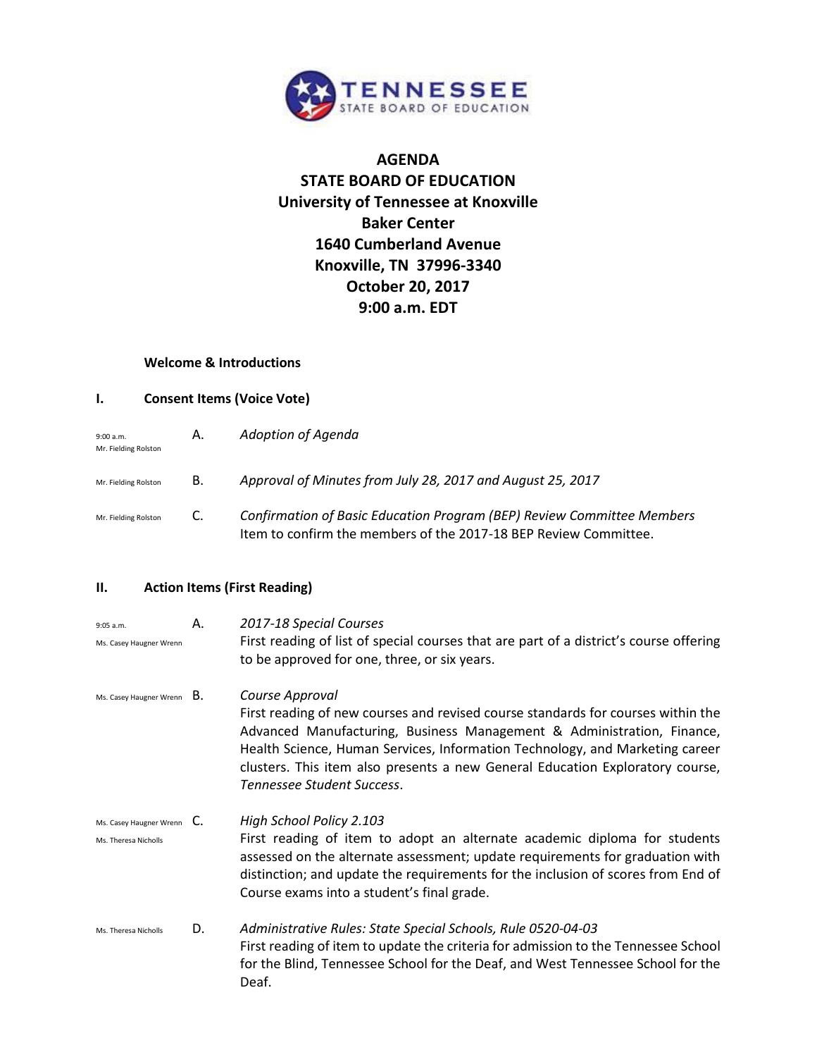# AGENDA
# STATE BOARD OF EDUCATION
## University of Tennessee at Knoxville
## Baker Center
## 1640 Cumberland Avenue
## Knoxville, TN 37996-3340
## October 20, 2017
## 9:00 a.m. EDT

**Welcome & Introductions**

## I. Consent Items (Voice Vote)

9:00 a.m.
Mr. Fielding Rolston

A. *Adoption of Agenda*

Mr. Fielding Rolston

B. *Approval of Minutes from July 28, 2017 and August 25, 2017*

Mr. Fielding Rolston

C. *Confirmation of Basic Education Program (BEP) Review Committee Members*
Item to confirm the members of the 2017-18 BEP Review Committee.

## II. Action Items (First Reading)

9:05 a.m.
Ms. Casey Haugner Wrenn

A. *2017-18 Special Courses*
First reading of list of special courses that are part of a district's course offering to be approved for one, three, or six years.

Ms. Casey Haugner Wrenn

B. *Course Approval*
First reading of new courses and revised course standards for courses within the Advanced Manufacturing, Business Management & Administration, Finance, Health Science, Human Services, Information Technology, and Marketing career clusters. This item also presents a new General Education Exploratory course, *Tennessee Student Success*.

Ms. Casey Haugner Wrenn
Ms. Theresa Nicholls

C. *High School Policy 2.103*
First reading of item to adopt an alternate academic diploma for students assessed on the alternate assessment; update requirements for graduation with distinction; and update the requirements for the inclusion of scores from End of Course exams into a student's final grade.

Ms. Theresa Nicholls

D. *Administrative Rules: State Special Schools, Rule 0520-04-03*
First reading of item to update the criteria for admission to the Tennessee School for the Blind, Tennessee School for the Deaf, and West Tennessee School for the Deaf.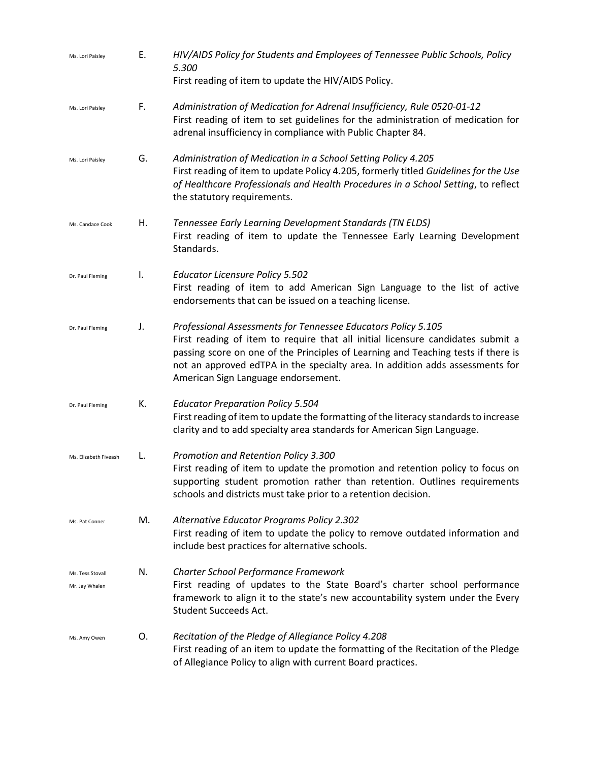Ms. Lori Paisley E. *HIV/AIDS Policy for Students and Employees of Tennessee Public Schools, Policy 5.300*
First reading of item to update the HIV/AIDS Policy.

Ms. Lori Paisley F. *Administration of Medication for Adrenal Insufficiency, Rule 0520-01-12*
First reading of item to set guidelines for the administration of medication for adrenal insufficiency in compliance with Public Chapter 84.

Ms. Lori Paisley G. *Administration of Medication in a School Setting Policy 4.205*
First reading of item to update Policy 4.205, formerly titled *Guidelines for the Use of Healthcare Professionals and Health Procedures in a School Setting*, to reflect the statutory requirements.

Ms. Candace Cook H. *Tennessee Early Learning Development Standards (TN ELDS)*
First reading of item to update the Tennessee Early Learning Development Standards.

Dr. Paul Fleming I. *Educator Licensure Policy 5.502*
First reading of item to add American Sign Language to the list of active endorsements that can be issued on a teaching license.

Dr. Paul Fleming J. *Professional Assessments for Tennessee Educators Policy 5.105*
First reading of item to require that all initial licensure candidates submit a passing score on one of the Principles of Learning and Teaching tests if there is not an approved edTPA in the specialty area. In addition adds assessments for American Sign Language endorsement.

Dr. Paul Fleming K. *Educator Preparation Policy 5.504*
First reading of item to update the formatting of the literacy standards to increase clarity and to add specialty area standards for American Sign Language.

Ms. Elizabeth Fiveash L. *Promotion and Retention Policy 3.300*
First reading of item to update the promotion and retention policy to focus on supporting student promotion rather than retention. Outlines requirements schools and districts must take prior to a retention decision.

Ms. Pat Conner M. *Alternative Educator Programs Policy 2.302*
First reading of item to update the policy to remove outdated information and include best practices for alternative schools.

Ms. Tess Stovall
Mr. Jay Whalen N. *Charter School Performance Framework*
First reading of updates to the State Board's charter school performance framework to align it to the state's new accountability system under the Every Student Succeeds Act.

Ms. Amy Owen O. *Recitation of the Pledge of Allegiance Policy 4.208*
First reading of an item to update the formatting of the Recitation of the Pledge of Allegiance Policy to align with current Board practices.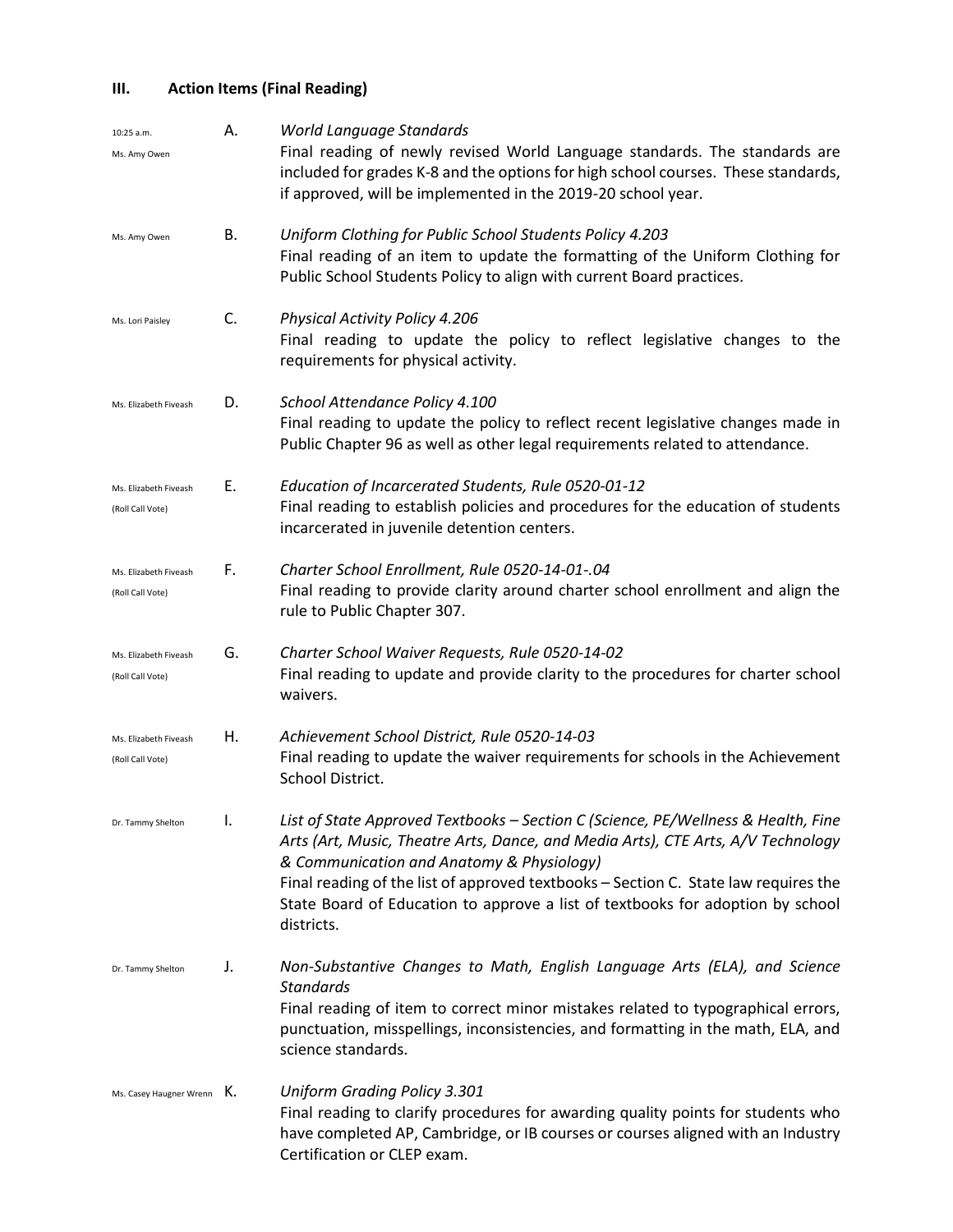## III. Action Items (Final Reading)

10:25 a.m.
Ms. Amy Owen

A. *World Language Standards*
Final reading of newly revised World Language standards. The standards are included for grades K-8 and the options for high school courses. These standards, if approved, will be implemented in the 2019-20 school year.

Ms. Amy Owen

B. *Uniform Clothing for Public School Students Policy 4.203*
Final reading of an item to update the formatting of the Uniform Clothing for Public School Students Policy to align with current Board practices.

Ms. Lori Paisley

C. *Physical Activity Policy 4.206*
Final reading to update the policy to reflect legislative changes to the requirements for physical activity.

Ms. Elizabeth Fiveash

D. *School Attendance Policy 4.100*
Final reading to update the policy to reflect recent legislative changes made in Public Chapter 96 as well as other legal requirements related to attendance.

Ms. Elizabeth Fiveash
(Roll Call Vote)

E. *Education of Incarcerated Students, Rule 0520-01-12*
Final reading to establish policies and procedures for the education of students incarcerated in juvenile detention centers.

Ms. Elizabeth Fiveash
(Roll Call Vote)

F. *Charter School Enrollment, Rule 0520-14-01-.04*
Final reading to provide clarity around charter school enrollment and align the rule to Public Chapter 307.

Ms. Elizabeth Fiveash
(Roll Call Vote)

G. *Charter School Waiver Requests, Rule 0520-14-02*
Final reading to update and provide clarity to the procedures for charter school waivers.

Ms. Elizabeth Fiveash
(Roll Call Vote)

H. *Achievement School District, Rule 0520-14-03*
Final reading to update the waiver requirements for schools in the Achievement School District.

Dr. Tammy Shelton

I. *List of State Approved Textbooks – Section C (Science, PE/Wellness & Health, Fine Arts (Art, Music, Theatre Arts, Dance, and Media Arts), CTE Arts, A/V Technology & Communication and Anatomy & Physiology)*
Final reading of the list of approved textbooks – Section C. State law requires the State Board of Education to approve a list of textbooks for adoption by school districts.

Dr. Tammy Shelton

J. *Non-Substantive Changes to Math, English Language Arts (ELA), and Science Standards*
Final reading of item to correct minor mistakes related to typographical errors, punctuation, misspellings, inconsistencies, and formatting in the math, ELA, and science standards.

Ms. Casey Haugner Wrenn

K. *Uniform Grading Policy 3.301*
Final reading to clarify procedures for awarding quality points for students who have completed AP, Cambridge, or IB courses or courses aligned with an Industry Certification or CLEP exam.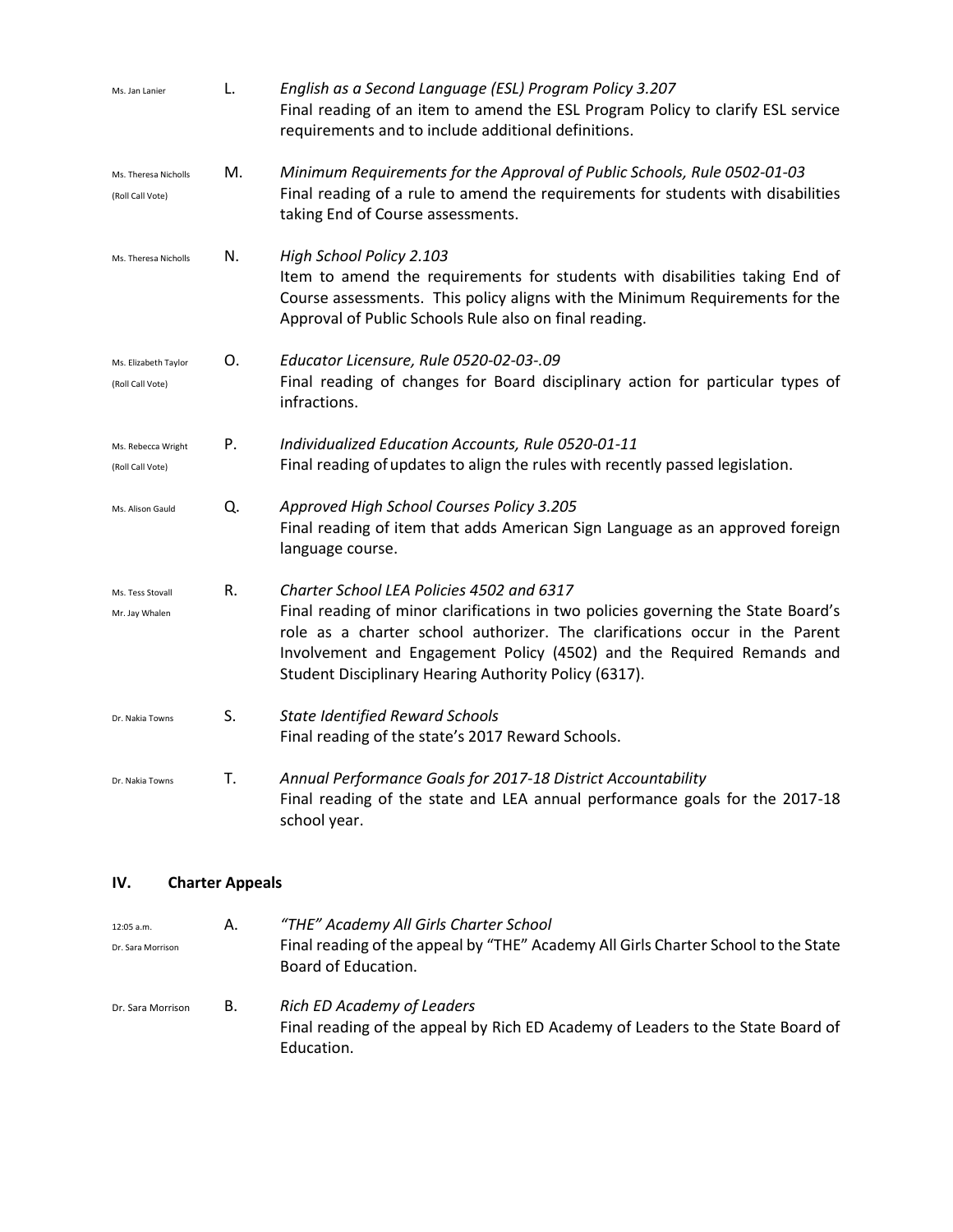Ms. Jan Lanier

**L.** *English as a Second Language (ESL) Program Policy 3.207*
Final reading of an item to amend the ESL Program Policy to clarify ESL service requirements and to include additional definitions.

Ms. Theresa Nicholls
(Roll Call Vote)

**M.** *Minimum Requirements for the Approval of Public Schools, Rule 0502-01-03*
Final reading of a rule to amend the requirements for students with disabilities taking End of Course assessments.

Ms. Theresa Nicholls

**N.** *High School Policy 2.103*
Item to amend the requirements for students with disabilities taking End of Course assessments. This policy aligns with the Minimum Requirements for the Approval of Public Schools Rule also on final reading.

Ms. Elizabeth Taylor
(Roll Call Vote)

**O.** *Educator Licensure, Rule 0520-02-03-.09*
Final reading of changes for Board disciplinary action for particular types of infractions.

Ms. Rebecca Wright
(Roll Call Vote)

**P.** *Individualized Education Accounts, Rule 0520-01-11*
Final reading of updates to align the rules with recently passed legislation.

Ms. Alison Gauld

**Q.** *Approved High School Courses Policy 3.205*
Final reading of item that adds American Sign Language as an approved foreign language course.

Ms. Tess Stovall
Mr. Jay Whalen

**R.** *Charter School LEA Policies 4502 and 6317*
Final reading of minor clarifications in two policies governing the State Board's role as a charter school authorizer. The clarifications occur in the Parent Involvement and Engagement Policy (4502) and the Required Remands and Student Disciplinary Hearing Authority Policy (6317).

Dr. Nakia Towns

**S.** *State Identified Reward Schools*
Final reading of the state's 2017 Reward Schools.

Dr. Nakia Towns

**T.** *Annual Performance Goals for 2017-18 District Accountability*
Final reading of the state and LEA annual performance goals for the 2017-18 school year.

## IV. Charter Appeals

12:05 a.m.
Dr. Sara Morrison

**A.** *"THE" Academy All Girls Charter School*
Final reading of the appeal by "THE" Academy All Girls Charter School to the State Board of Education.

Dr. Sara Morrison

**B.** *Rich ED Academy of Leaders*
Final reading of the appeal by Rich ED Academy of Leaders to the State Board of Education.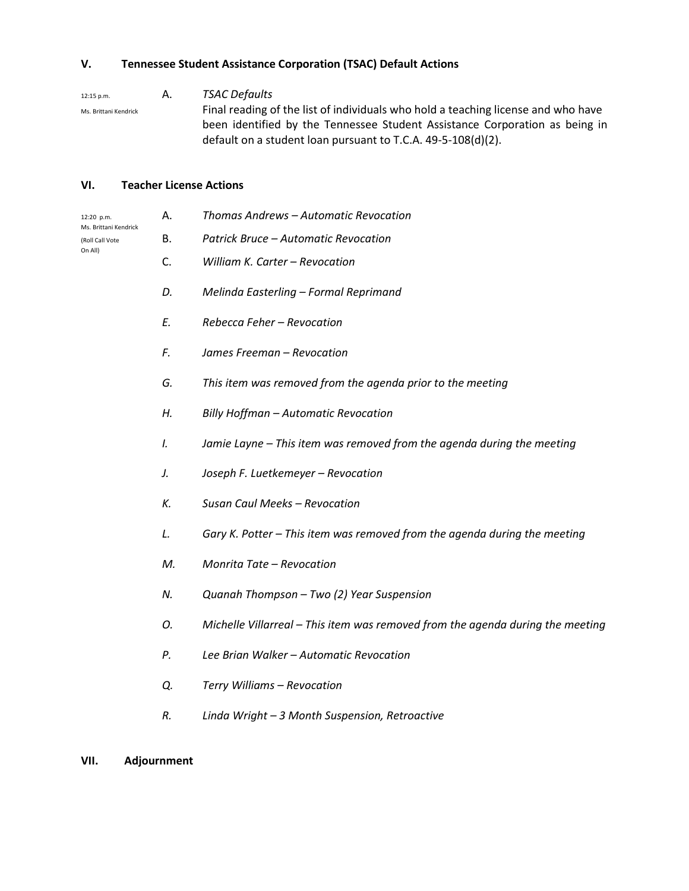## V. Tennessee Student Assistance Corporation (TSAC) Default Actions

12:15 p.m.
Ms. Brittani Kendrick

A. *TSAC Defaults*
Final reading of the list of individuals who hold a teaching license and who have been identified by the Tennessee Student Assistance Corporation as being in default on a student loan pursuant to T.C.A. 49-5-108(d)(2).

## VI. Teacher License Actions

12:20 p.m.
Ms. Brittani Kendrick
(Roll Call Vote On All)

A. *Thomas Andrews – Automatic Revocation*

B. *Patrick Bruce – Automatic Revocation*

C. *William K. Carter – Revocation*

*D. Melinda Easterling – Formal Reprimand*

*E. Rebecca Feher – Revocation*

*F. James Freeman – Revocation*

*G. This item was removed from the agenda prior to the meeting*

*H. Billy Hoffman – Automatic Revocation*

*I. Jamie Layne – This item was removed from the agenda during the meeting*

*J. Joseph F. Luetkemeyer – Revocation*

*K. Susan Caul Meeks – Revocation*

*L. Gary K. Potter – This item was removed from the agenda during the meeting*

*M. Monrita Tate – Revocation*

*N. Quanah Thompson – Two (2) Year Suspension*

*O. Michelle Villarreal – This item was removed from the agenda during the meeting*

*P. Lee Brian Walker – Automatic Revocation*

*Q. Terry Williams – Revocation*

*R. Linda Wright – 3 Month Suspension, Retroactive*

## VII. Adjournment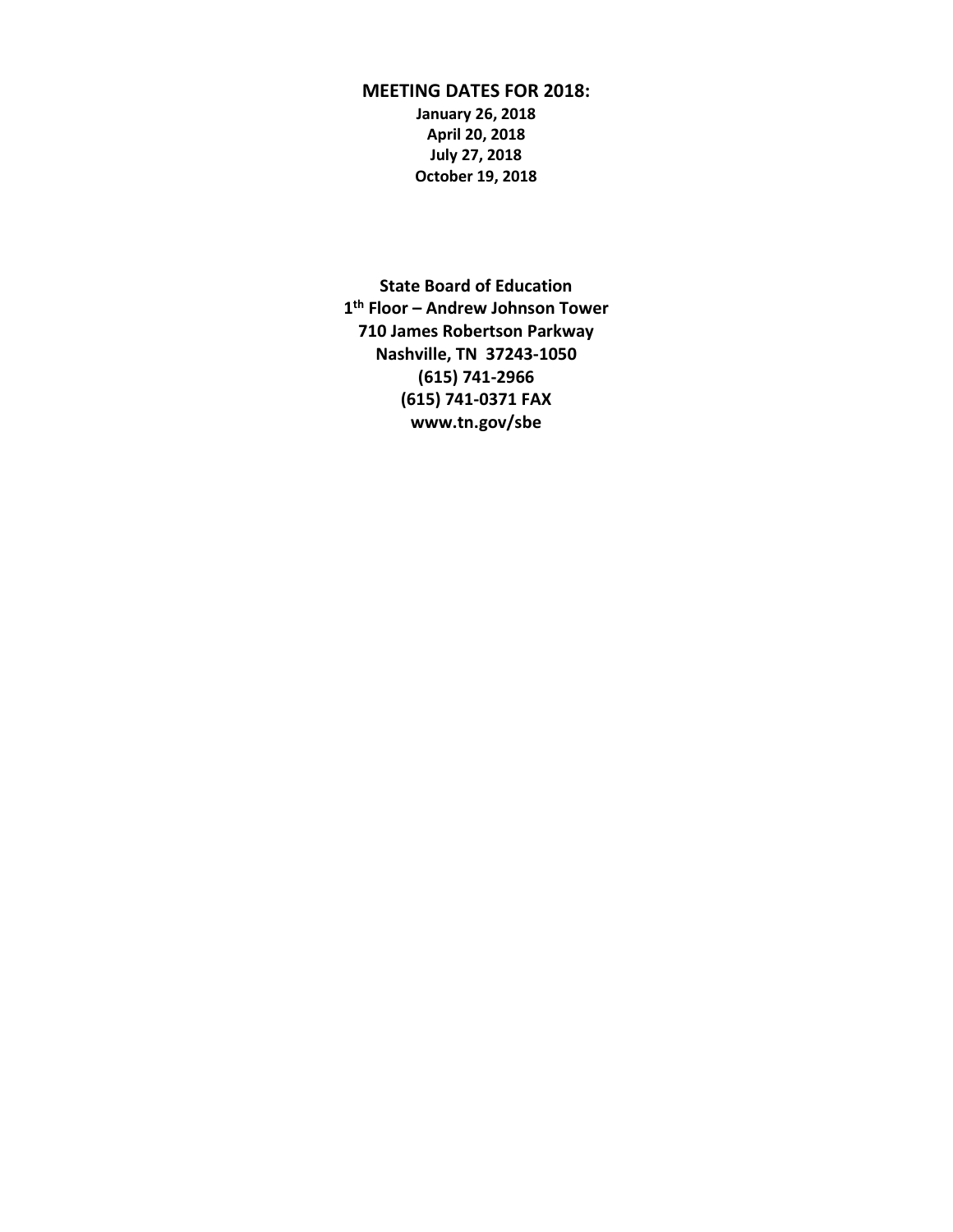**MEETING DATES FOR 2018:**

**January 26, 2018**
**April 20, 2018**
**July 27, 2018**
**October 19, 2018**

**State Board of Education**
**1th Floor – Andrew Johnson Tower**
**710 James Robertson Parkway**
**Nashville, TN 37243-1050**
**(615) 741-2966**
**(615) 741-0371 FAX**
**www.tn.gov/sbe**